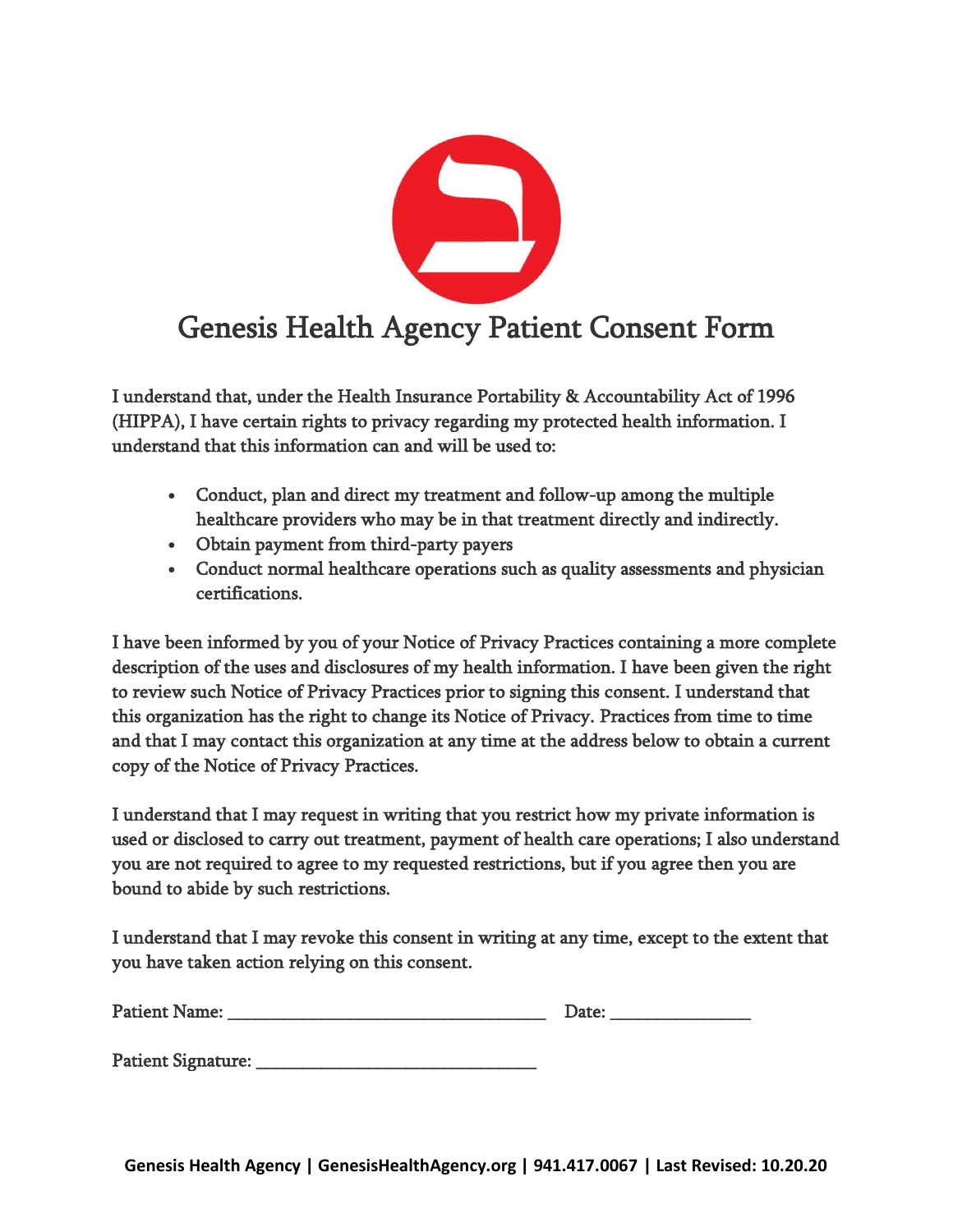# Genesis Health Agency Patient Consent Form

I understand that, under the Health Insurance Portability & Accountability Act of 1996 (HIPPA), I have certain rights to privacy regarding my protected health information. I understand that this information can and will be used to:

- Conduct, plan and direct my treatment and follow-up among the multiple healthcare providers who may be in that treatment directly and indirectly.
- Obtain payment from third-party payers
- Conduct normal healthcare operations such as quality assessments and physician certifications.

I have been informed by you of your Notice of Privacy Practices containing a more complete description of the uses and disclosures of my health information. I have been given the right to review such Notice of Privacy Practices prior to signing this consent. I understand that this organization has the right to change its Notice of Privacy. Practices from time to time and that I may contact this organization at any time at the address below to obtain a current copy of the Notice of Privacy Practices.

I understand that I may request in writing that you restrict how my private information is used or disclosed to carry out treatment, payment of health care operations; I also understand you are not required to agree to my requested restrictions, but if you agree then you are bound to abide by such restrictions.

I understand that I may revoke this consent in writing at any time, except to the extent that you have taken action relying on this consent.

Patient Name: ___________________________________ Date: _______________

Patient Signature: ______________________________

**Genesis Health Agency | GenesisHealthAgency.org | 941.417.0067 | Last Revised: 10.20.20**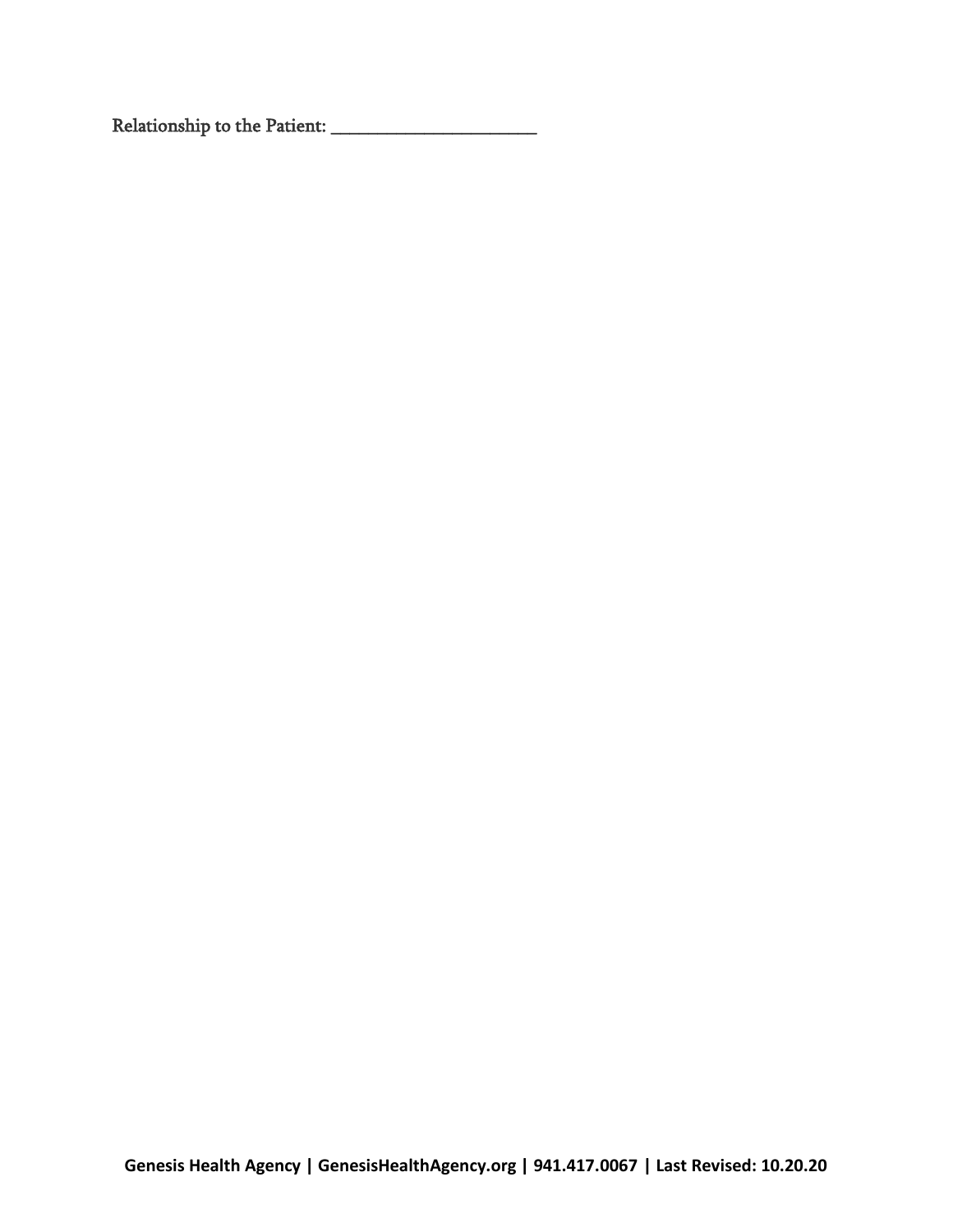Relationship to the Patient: _______________________